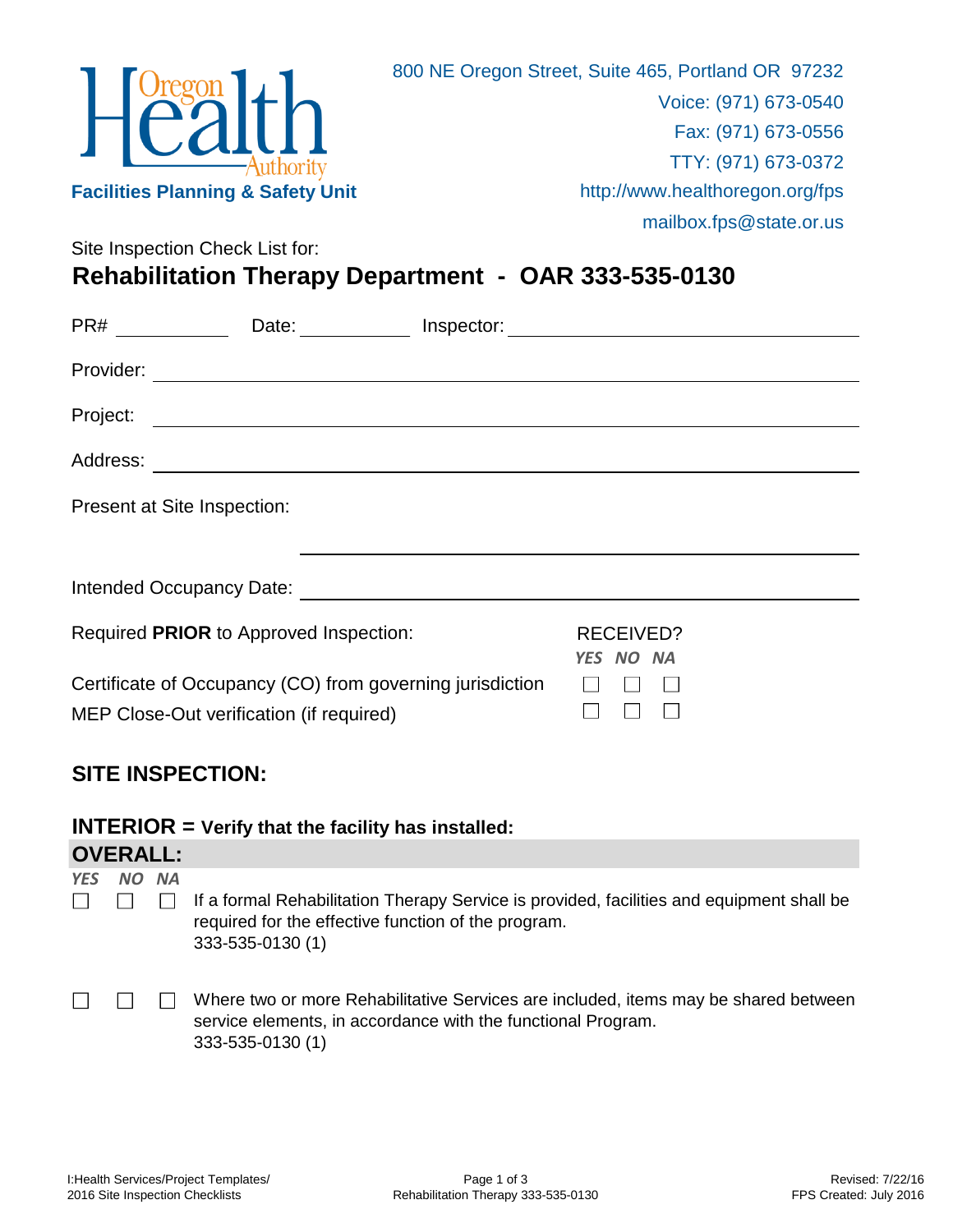Oregon Health Authority

**Facilities Planning & Safety Unit**

800 NE Oregon Street, Suite 465, Portland OR 97232
Voice: (971) 673-0540
Fax: (971) 673-0556
TTY: (971) 673-0372
http://www.healthoregon.org/fps
mailbox.fps@state.or.us

Site Inspection Check List for:

# Rehabilitation Therapy Department - OAR 333-535-0130

PR# ____________ Date: ____________ Inspector: ______________________________

Provider: ______________________________________________

Project: ______________________________________________

Address: ______________________________________________

Present at Site Inspection:

______________________________________________

Intended Occupancy Date: ______________________________________________

Required **PRIOR** to Approved Inspection:

| | RECEIVED? YES | NO | NA |
|---|---|---|---|
| Certificate of Occupancy (CO) from governing jurisdiction | ☐ | ☐ | ☐ |
| MEP Close-Out verification (if required) | ☐ | ☐ | ☐ |

## SITE INSPECTION:

### INTERIOR = Verify that the facility has installed:

### OVERALL:

| YES | NO | NA | |
|---|---|---|---|
| ☐ | ☐ | ☐ | If a formal Rehabilitation Therapy Service is provided, facilities and equipment shall be required for the effective function of the program. 333-535-0130 (1) |
| ☐ | ☐ | ☐ | Where two or more Rehabilitative Services are included, items may be shared between service elements, in accordance with the functional Program. 333-535-0130 (1) |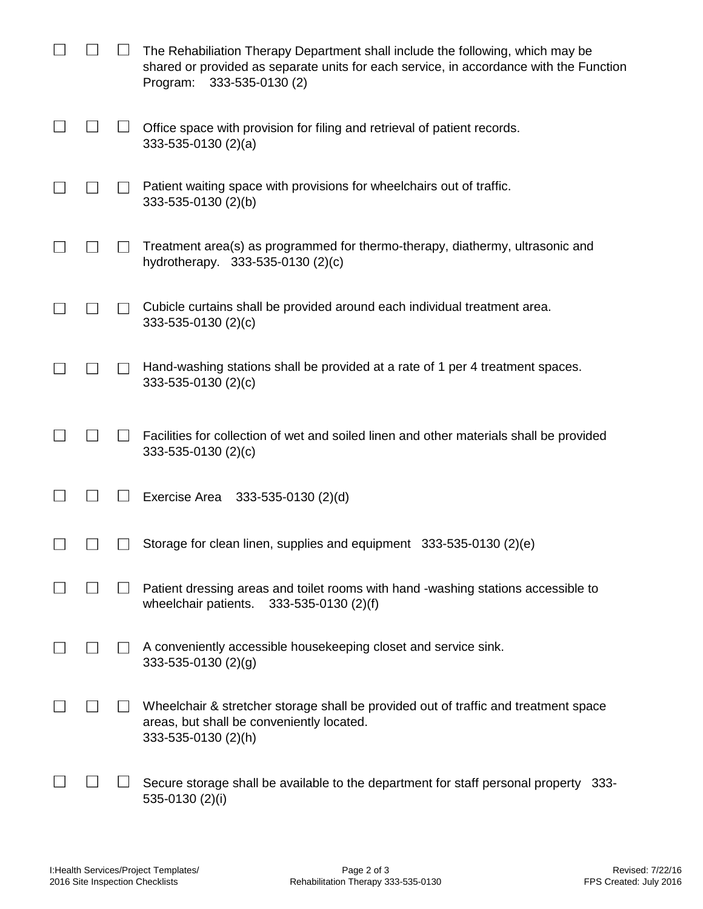☐ ☐ ☐ The Rehabiliation Therapy Department shall include the following, which may be shared or provided as separate units for each service, in accordance with the Function Program: 333-535-0130 (2)

☐ ☐ ☐ Office space with provision for filing and retrieval of patient records. 333-535-0130 (2)(a)

☐ ☐ ☐ Patient waiting space with provisions for wheelchairs out of traffic. 333-535-0130 (2)(b)

☐ ☐ ☐ Treatment area(s) as programmed for thermo-therapy, diathermy, ultrasonic and hydrotherapy. 333-535-0130 (2)(c)

☐ ☐ ☐ Cubicle curtains shall be provided around each individual treatment area. 333-535-0130 (2)(c)

☐ ☐ ☐ Hand-washing stations shall be provided at a rate of 1 per 4 treatment spaces. 333-535-0130 (2)(c)

☐ ☐ ☐ Facilities for collection of wet and soiled linen and other materials shall be provided 333-535-0130 (2)(c)

☐ ☐ ☐ Exercise Area 333-535-0130 (2)(d)

☐ ☐ ☐ Storage for clean linen, supplies and equipment 333-535-0130 (2)(e)

☐ ☐ ☐ Patient dressing areas and toilet rooms with hand -washing stations accessible to wheelchair patients. 333-535-0130 (2)(f)

☐ ☐ ☐ A conveniently accessible housekeeping closet and service sink. 333-535-0130 (2)(g)

☐ ☐ ☐ Wheelchair & stretcher storage shall be provided out of traffic and treatment space areas, but shall be conveniently located. 333-535-0130 (2)(h)

☐ ☐ ☐ Secure storage shall be available to the department for staff personal property 333-535-0130 (2)(i)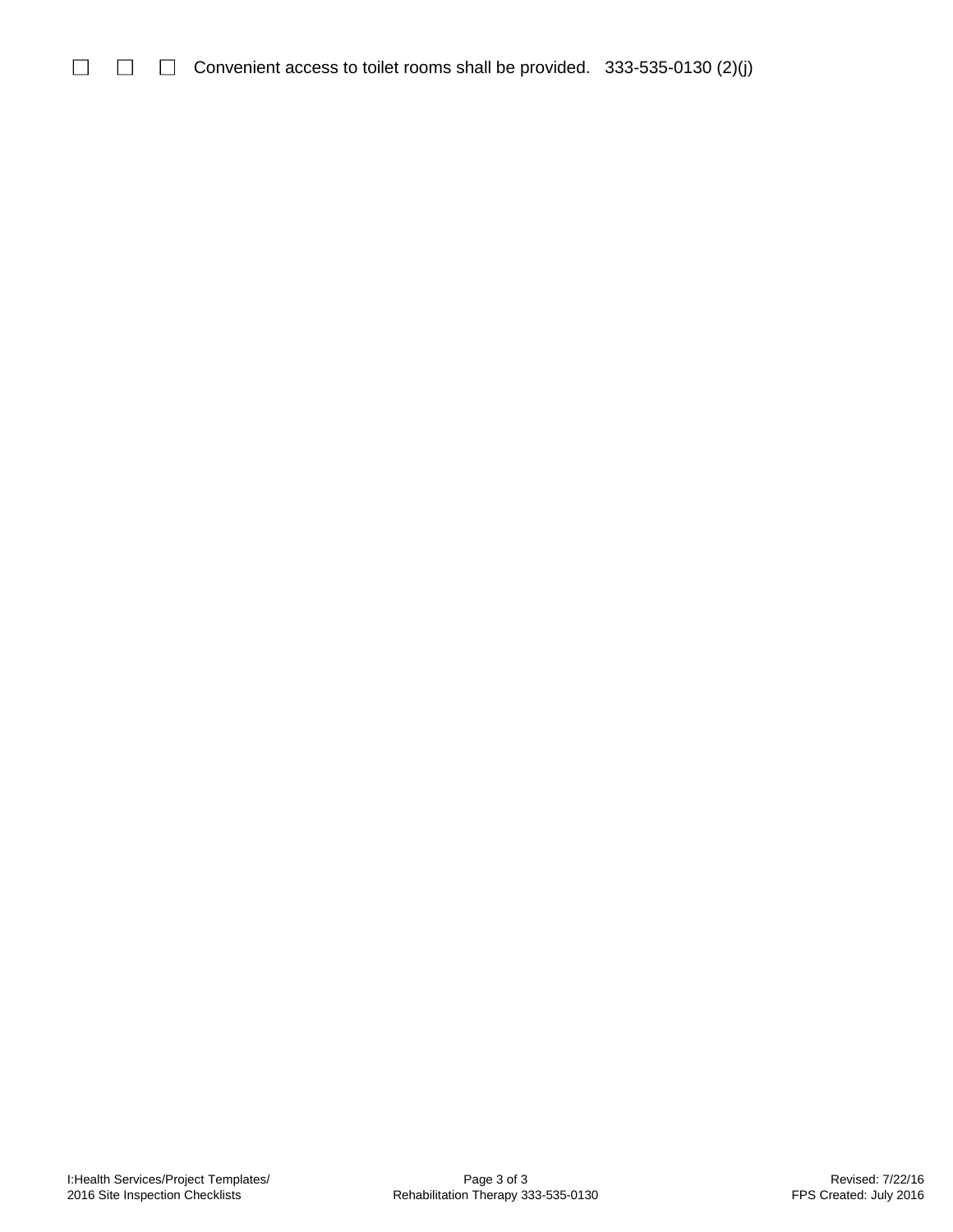☐ ☐ ☐ Convenient access to toilet rooms shall be provided. 333-535-0130 (2)(j)